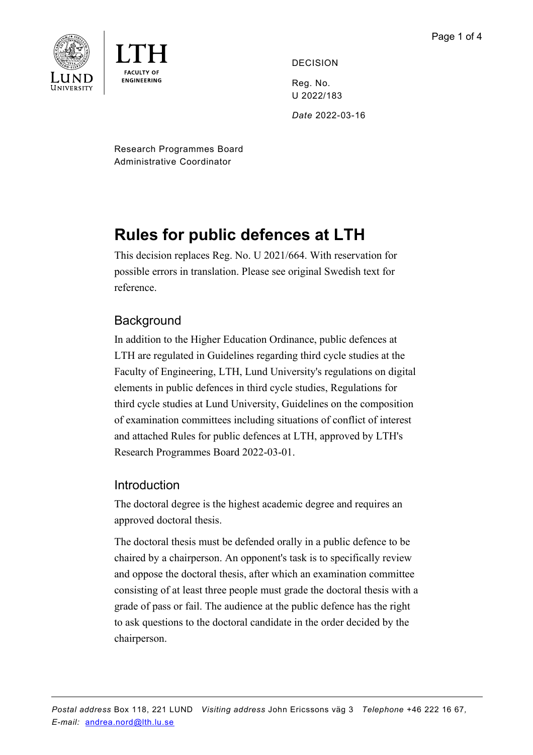DECISION

Reg. No.
U 2022/183

*Date* 2022-03-16

Research Programmes Board
Administrative Coordinator

# Rules for public defences at LTH

This decision replaces Reg. No. U 2021/664. With reservation for possible errors in translation. Please see original Swedish text for reference.

## Background

In addition to the Higher Education Ordinance, public defences at LTH are regulated in Guidelines regarding third cycle studies at the Faculty of Engineering, LTH, Lund University's regulations on digital elements in public defences in third cycle studies, Regulations for third cycle studies at Lund University, Guidelines on the composition of examination committees including situations of conflict of interest and attached Rules for public defences at LTH, approved by LTH's Research Programmes Board 2022-03-01.

## Introduction

The doctoral degree is the highest academic degree and requires an approved doctoral thesis.

The doctoral thesis must be defended orally in a public defence to be chaired by a chairperson. An opponent's task is to specifically review and oppose the doctoral thesis, after which an examination committee consisting of at least three people must grade the doctoral thesis with a grade of pass or fail. The audience at the public defence has the right to ask questions to the doctoral candidate in the order decided by the chairperson.

*Postal address* Box 118, 221 LUND *Visiting address* John Ericssons väg 3 *Telephone* +46 222 16 67, *E-mail:* andrea.nord@lth.lu.se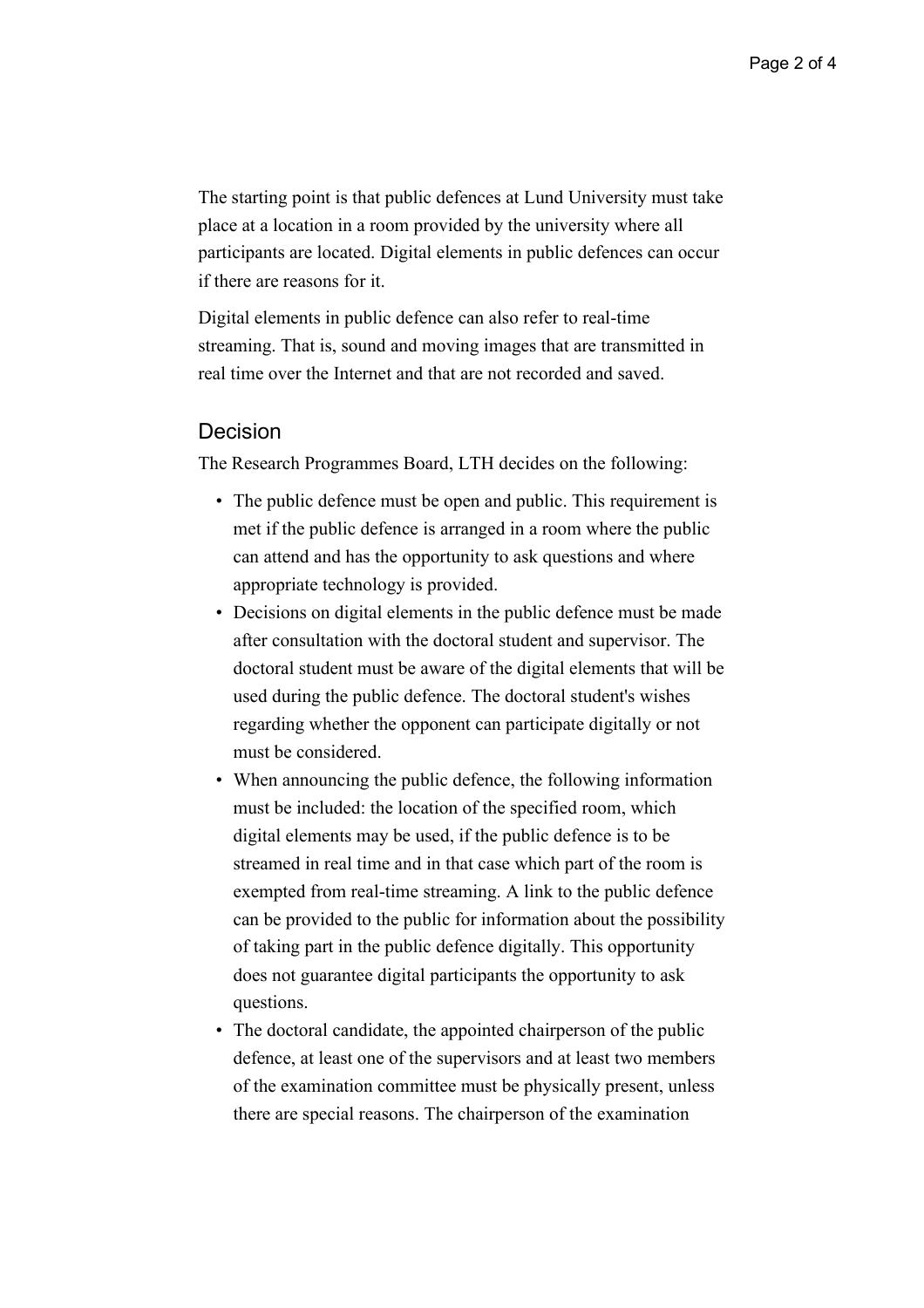The starting point is that public defences at Lund University must take place at a location in a room provided by the university where all participants are located. Digital elements in public defences can occur if there are reasons for it.

Digital elements in public defence can also refer to real-time streaming. That is, sound and moving images that are transmitted in real time over the Internet and that are not recorded and saved.

## Decision

The Research Programmes Board, LTH decides on the following:

- The public defence must be open and public. This requirement is met if the public defence is arranged in a room where the public can attend and has the opportunity to ask questions and where appropriate technology is provided.
- Decisions on digital elements in the public defence must be made after consultation with the doctoral student and supervisor. The doctoral student must be aware of the digital elements that will be used during the public defence. The doctoral student's wishes regarding whether the opponent can participate digitally or not must be considered.
- When announcing the public defence, the following information must be included: the location of the specified room, which digital elements may be used, if the public defence is to be streamed in real time and in that case which part of the room is exempted from real-time streaming. A link to the public defence can be provided to the public for information about the possibility of taking part in the public defence digitally. This opportunity does not guarantee digital participants the opportunity to ask questions.
- The doctoral candidate, the appointed chairperson of the public defence, at least one of the supervisors and at least two members of the examination committee must be physically present, unless there are special reasons. The chairperson of the examination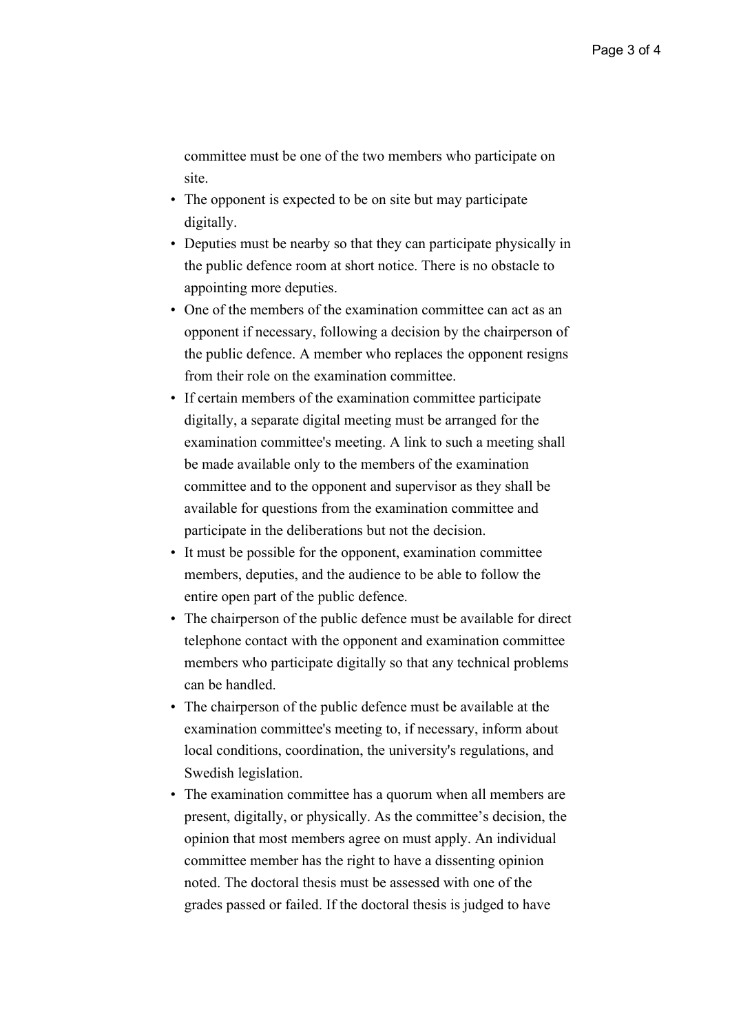committee must be one of the two members who participate on site.

- The opponent is expected to be on site but may participate digitally.
- Deputies must be nearby so that they can participate physically in the public defence room at short notice. There is no obstacle to appointing more deputies.
- One of the members of the examination committee can act as an opponent if necessary, following a decision by the chairperson of the public defence. A member who replaces the opponent resigns from their role on the examination committee.
- If certain members of the examination committee participate digitally, a separate digital meeting must be arranged for the examination committee's meeting. A link to such a meeting shall be made available only to the members of the examination committee and to the opponent and supervisor as they shall be available for questions from the examination committee and participate in the deliberations but not the decision.
- It must be possible for the opponent, examination committee members, deputies, and the audience to be able to follow the entire open part of the public defence.
- The chairperson of the public defence must be available for direct telephone contact with the opponent and examination committee members who participate digitally so that any technical problems can be handled.
- The chairperson of the public defence must be available at the examination committee's meeting to, if necessary, inform about local conditions, coordination, the university's regulations, and Swedish legislation.
- The examination committee has a quorum when all members are present, digitally, or physically. As the committee's decision, the opinion that most members agree on must apply. An individual committee member has the right to have a dissenting opinion noted. The doctoral thesis must be assessed with one of the grades passed or failed. If the doctoral thesis is judged to have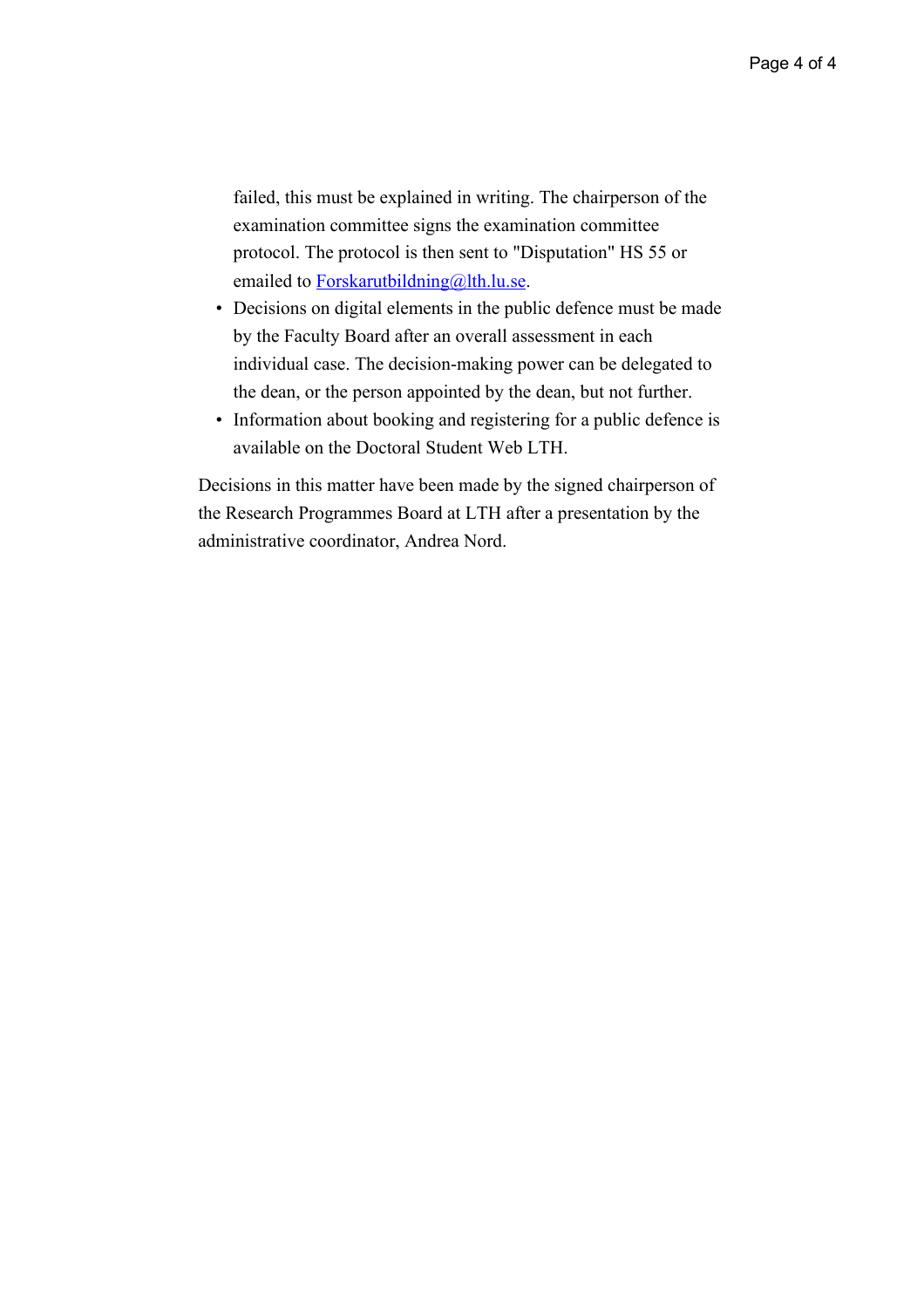failed, this must be explained in writing. The chairperson of the examination committee signs the examination committee protocol. The protocol is then sent to "Disputation" HS 55 or emailed to Forskarutbildning@lth.lu.se.

- Decisions on digital elements in the public defence must be made by the Faculty Board after an overall assessment in each individual case. The decision-making power can be delegated to the dean, or the person appointed by the dean, but not further.
- Information about booking and registering for a public defence is available on the Doctoral Student Web LTH.

Decisions in this matter have been made by the signed chairperson of the Research Programmes Board at LTH after a presentation by the administrative coordinator, Andrea Nord.